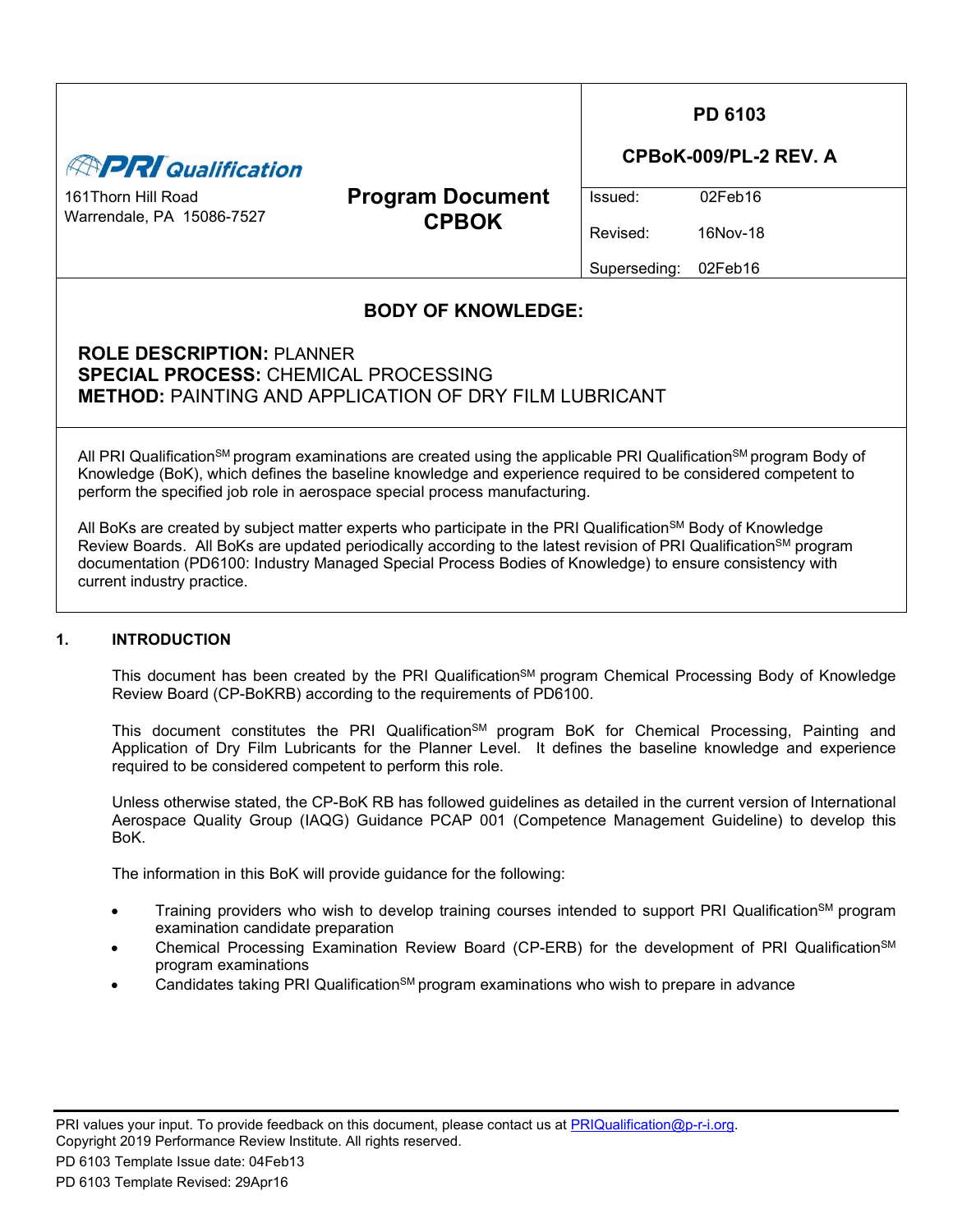| PRI Qualification<br>161Thorn Hill Road<br>Warrendale, PA 15086-7527 | **Program Document CPBOK** | **PD 6103**<br>**CPBoK-009/PL-2 REV. A**<br>Issued: 02Feb16<br>Revised: 16Nov-18<br>Superseding: 02Feb16 |
| --- | --- | --- |

## BODY OF KNOWLEDGE:

**ROLE DESCRIPTION:** PLANNER
**SPECIAL PROCESS:** CHEMICAL PROCESSING
**METHOD:** PAINTING AND APPLICATION OF DRY FILM LUBRICANT

All PRI Qualification[SM] program examinations are created using the applicable PRI Qualification[SM] program Body of Knowledge (BoK), which defines the baseline knowledge and experience required to be considered competent to perform the specified job role in aerospace special process manufacturing.

All BoKs are created by subject matter experts who participate in the PRI Qualification[SM] Body of Knowledge Review Boards. All BoKs are updated periodically according to the latest revision of PRI Qualification[SM] program documentation (PD6100: Industry Managed Special Process Bodies of Knowledge) to ensure consistency with current industry practice.

## 1. INTRODUCTION

This document has been created by the PRI Qualification[SM] program Chemical Processing Body of Knowledge Review Board (CP-BoKRB) according to the requirements of PD6100.

This document constitutes the PRI Qualification[SM] program BoK for Chemical Processing, Painting and Application of Dry Film Lubricants for the Planner Level. It defines the baseline knowledge and experience required to be considered competent to perform this role.

Unless otherwise stated, the CP-BoK RB has followed guidelines as detailed in the current version of International Aerospace Quality Group (IAQG) Guidance PCAP 001 (Competence Management Guideline) to develop this BoK.

The information in this BoK will provide guidance for the following:

- Training providers who wish to develop training courses intended to support PRI Qualification[SM] program examination candidate preparation
- Chemical Processing Examination Review Board (CP-ERB) for the development of PRI Qualification[SM] program examinations
- Candidates taking PRI Qualification[SM] program examinations who wish to prepare in advance

PRI values your input. To provide feedback on this document, please contact us at PRIQualification@p-r-i.org.
Copyright 2019 Performance Review Institute. All rights reserved.
PD 6103 Template Issue date: 04Feb13
PD 6103 Template Revised: 29Apr16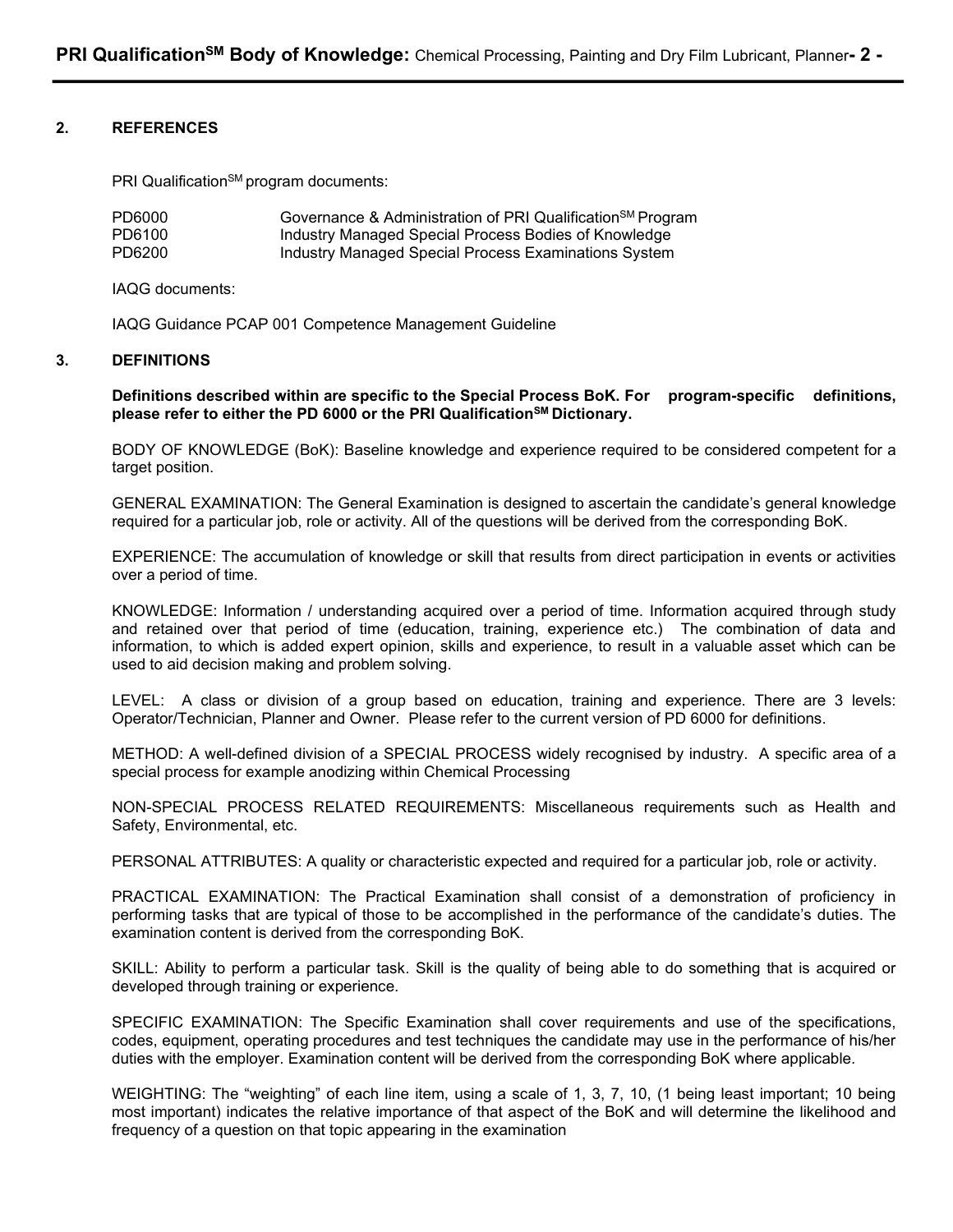## 2. REFERENCES

PRI Qualification[SM] program documents:

| | |
|---|---|
| PD6000 | Governance & Administration of PRI Qualification[SM] Program |
| PD6100 | Industry Managed Special Process Bodies of Knowledge |
| PD6200 | Industry Managed Special Process Examinations System |

IAQG documents:

IAQG Guidance PCAP 001 Competence Management Guideline

## 3. DEFINITIONS

**Definitions described within are specific to the Special Process BoK. For program-specific definitions, please refer to either the PD 6000 or the PRI Qualification[SM] Dictionary.**

BODY OF KNOWLEDGE (BoK): Baseline knowledge and experience required to be considered competent for a target position.

GENERAL EXAMINATION: The General Examination is designed to ascertain the candidate's general knowledge required for a particular job, role or activity. All of the questions will be derived from the corresponding BoK.

EXPERIENCE: The accumulation of knowledge or skill that results from direct participation in events or activities over a period of time.

KNOWLEDGE: Information / understanding acquired over a period of time. Information acquired through study and retained over that period of time (education, training, experience etc.) The combination of data and information, to which is added expert opinion, skills and experience, to result in a valuable asset which can be used to aid decision making and problem solving.

LEVEL: A class or division of a group based on education, training and experience. There are 3 levels: Operator/Technician, Planner and Owner. Please refer to the current version of PD 6000 for definitions.

METHOD: A well-defined division of a SPECIAL PROCESS widely recognised by industry. A specific area of a special process for example anodizing within Chemical Processing

NON-SPECIAL PROCESS RELATED REQUIREMENTS: Miscellaneous requirements such as Health and Safety, Environmental, etc.

PERSONAL ATTRIBUTES: A quality or characteristic expected and required for a particular job, role or activity.

PRACTICAL EXAMINATION: The Practical Examination shall consist of a demonstration of proficiency in performing tasks that are typical of those to be accomplished in the performance of the candidate's duties. The examination content is derived from the corresponding BoK.

SKILL: Ability to perform a particular task. Skill is the quality of being able to do something that is acquired or developed through training or experience.

SPECIFIC EXAMINATION: The Specific Examination shall cover requirements and use of the specifications, codes, equipment, operating procedures and test techniques the candidate may use in the performance of his/her duties with the employer. Examination content will be derived from the corresponding BoK where applicable.

WEIGHTING: The "weighting" of each line item, using a scale of 1, 3, 7, 10, (1 being least important; 10 being most important) indicates the relative importance of that aspect of the BoK and will determine the likelihood and frequency of a question on that topic appearing in the examination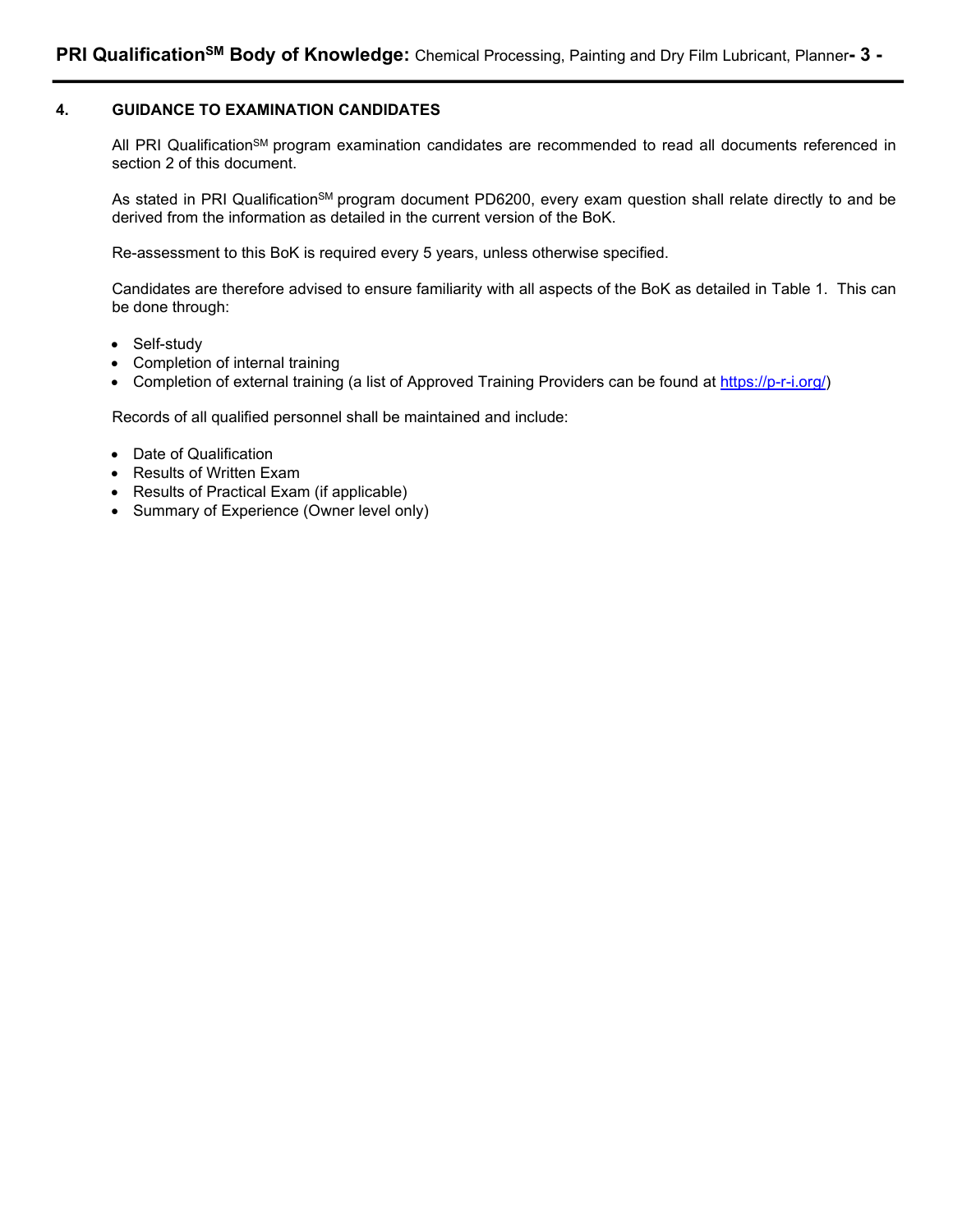## 4. GUIDANCE TO EXAMINATION CANDIDATES

All PRI Qualification[SM] program examination candidates are recommended to read all documents referenced in section 2 of this document.

As stated in PRI Qualification[SM] program document PD6200, every exam question shall relate directly to and be derived from the information as detailed in the current version of the BoK.

Re-assessment to this BoK is required every 5 years, unless otherwise specified.

Candidates are therefore advised to ensure familiarity with all aspects of the BoK as detailed in Table 1. This can be done through:

- Self-study
- Completion of internal training
- Completion of external training (a list of Approved Training Providers can be found at https://p-r-i.org/)

Records of all qualified personnel shall be maintained and include:

- Date of Qualification
- Results of Written Exam
- Results of Practical Exam (if applicable)
- Summary of Experience (Owner level only)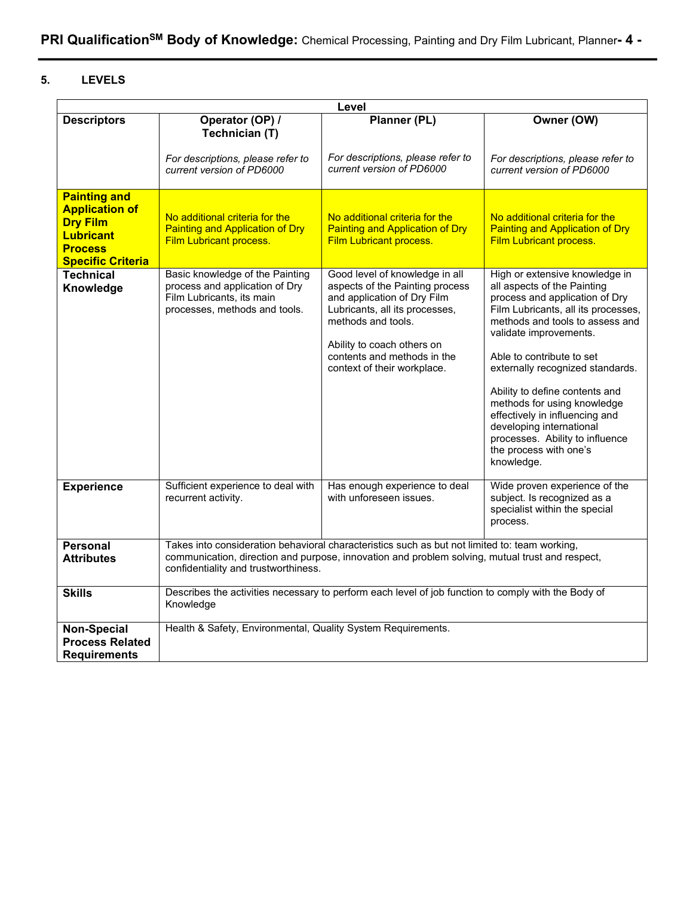## 5. LEVELS

| Descriptors | Level | | |
|---|---|---|---|
| | **Operator (OP) / Technician (T)**<br><br>*For descriptions, please refer to current version of PD6000* | **Planner (PL)**<br><br>*For descriptions, please refer to current version of PD6000* | **Owner (OW)**<br><br>*For descriptions, please refer to current version of PD6000* |
| **Painting and Application of Dry Film Lubricant Process Specific Criteria** | No additional criteria for the Painting and Application of Dry Film Lubricant process. | No additional criteria for the Painting and Application of Dry Film Lubricant process. | No additional criteria for the Painting and Application of Dry Film Lubricant process. |
| **Technical Knowledge** | Basic knowledge of the Painting process and application of Dry Film Lubricants, its main processes, methods and tools. | Good level of knowledge in all aspects of the Painting process and application of Dry Film Lubricants, all its processes, methods and tools.<br><br>Ability to coach others on contents and methods in the context of their workplace. | High or extensive knowledge in all aspects of the Painting process and application of Dry Film Lubricants, all its processes, methods and tools to assess and validate improvements.<br><br>Able to contribute to set externally recognized standards.<br><br>Ability to define contents and methods for using knowledge effectively in influencing and developing international processes. Ability to influence the process with one's knowledge. |
| **Experience** | Sufficient experience to deal with recurrent activity. | Has enough experience to deal with unforeseen issues. | Wide proven experience of the subject. Is recognized as a specialist within the special process. |
| **Personal Attributes** | Takes into consideration behavioral characteristics such as but not limited to: team working, communication, direction and purpose, innovation and problem solving, mutual trust and respect, confidentiality and trustworthiness. | | |
| **Skills** | Describes the activities necessary to perform each level of job function to comply with the Body of Knowledge | | |
| **Non-Special Process Related Requirements** | Health & Safety, Environmental, Quality System Requirements. | | |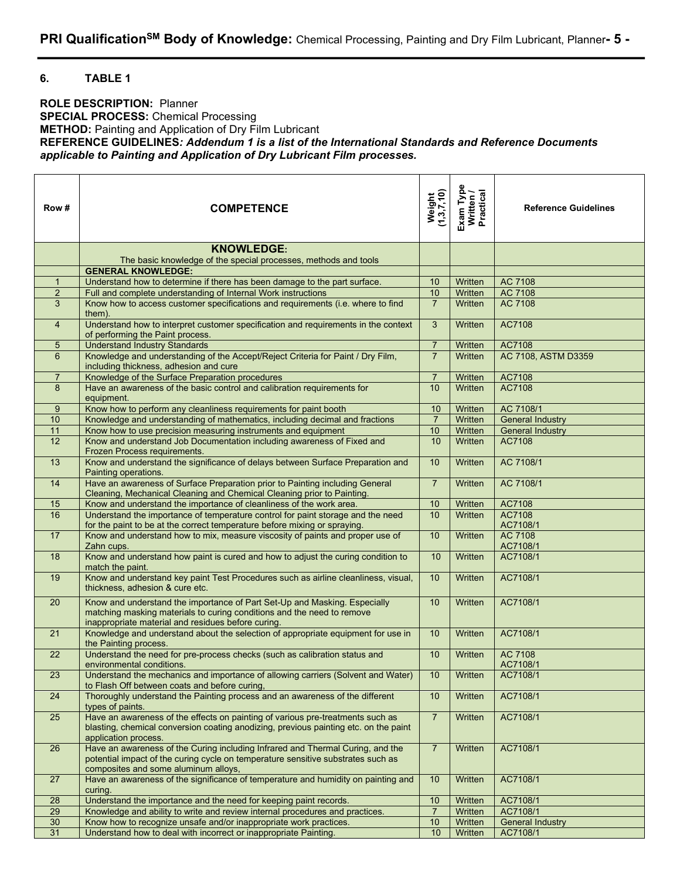## 6. TABLE 1

**ROLE DESCRIPTION:** Planner
**SPECIAL PROCESS:** Chemical Processing
**METHOD:** Painting and Application of Dry Film Lubricant
**REFERENCE GUIDELINES*: Addendum 1 is a list of the International Standards and Reference Documents applicable to Painting and Application of Dry Lubricant Film processes.***

| Row # | COMPETENCE | Weight (1,3,7,10) | Exam Type Written / Practical | Reference Guidelines |
|---|---|---|---|---|
| | **KNOWLEDGE:** The basic knowledge of the special processes, methods and tools | | | |
| | **GENERAL KNOWLEDGE:** | | | |
| 1 | Understand how to determine if there has been damage to the part surface. | 10 | Written | AC 7108 |
| 2 | Full and complete understanding of Internal Work instructions | 10 | Written | AC 7108 |
| 3 | Know how to access customer specifications and requirements (i.e. where to find them). | 7 | Written | AC 7108 |
| 4 | Understand how to interpret customer specification and requirements in the context of performing the Paint process. | 3 | Written | AC7108 |
| 5 | Understand Industry Standards | 7 | Written | AC7108 |
| 6 | Knowledge and understanding of the Accept/Reject Criteria for Paint / Dry Film, including thickness, adhesion and cure | 7 | Written | AC 7108, ASTM D3359 |
| 7 | Knowledge of the Surface Preparation procedures | 7 | Written | AC7108 |
| 8 | Have an awareness of the basic control and calibration requirements for equipment. | 10 | Written | AC7108 |
| 9 | Know how to perform any cleanliness requirements for paint booth | 10 | Written | AC 7108/1 |
| 10 | Knowledge and understanding of mathematics, including decimal and fractions | 7 | Written | General Industry |
| 11 | Know how to use precision measuring instruments and equipment | 10 | Written | General Industry |
| 12 | Know and understand Job Documentation including awareness of Fixed and Frozen Process requirements. | 10 | Written | AC7108 |
| 13 | Know and understand the significance of delays between Surface Preparation and Painting operations. | 10 | Written | AC 7108/1 |
| 14 | Have an awareness of Surface Preparation prior to Painting including General Cleaning, Mechanical Cleaning and Chemical Cleaning prior to Painting. | 7 | Written | AC 7108/1 |
| 15 | Know and understand the importance of cleanliness of the work area. | 10 | Written | AC7108 |
| 16 | Understand the importance of temperature control for paint storage and the need for the paint to be at the correct temperature before mixing or spraying. | 10 | Written | AC7108 AC7108/1 |
| 17 | Know and understand how to mix, measure viscosity of paints and proper use of Zahn cups. | 10 | Written | AC 7108 AC7108/1 |
| 18 | Know and understand how paint is cured and how to adjust the curing condition to match the paint. | 10 | Written | AC7108/1 |
| 19 | Know and understand key paint Test Procedures such as airline cleanliness, visual, thickness, adhesion & cure etc. | 10 | Written | AC7108/1 |
| 20 | Know and understand the importance of Part Set-Up and Masking. Especially matching masking materials to curing conditions and the need to remove inappropriate material and residues before curing. | 10 | Written | AC7108/1 |
| 21 | Knowledge and understand about the selection of appropriate equipment for use in the Painting process. | 10 | Written | AC7108/1 |
| 22 | Understand the need for pre-process checks (such as calibration status and environmental conditions. | 10 | Written | AC 7108 AC7108/1 |
| 23 | Understand the mechanics and importance of allowing carriers (Solvent and Water) to Flash Off between coats and before curing, | 10 | Written | AC7108/1 |
| 24 | Thoroughly understand the Painting process and an awareness of the different types of paints. | 10 | Written | AC7108/1 |
| 25 | Have an awareness of the effects on painting of various pre-treatments such as blasting, chemical conversion coating anodizing, previous painting etc. on the paint application process. | 7 | Written | AC7108/1 |
| 26 | Have an awareness of the Curing including Infrared and Thermal Curing, and the potential impact of the curing cycle on temperature sensitive substrates such as composites and some aluminum alloys, | 7 | Written | AC7108/1 |
| 27 | Have an awareness of the significance of temperature and humidity on painting and curing. | 10 | Written | AC7108/1 |
| 28 | Understand the importance and the need for keeping paint records. | 10 | Written | AC7108/1 |
| 29 | Knowledge and ability to write and review internal procedures and practices. | 7 | Written | AC7108/1 |
| 30 | Know how to recognize unsafe and/or inappropriate work practices. | 10 | Written | General Industry |
| 31 | Understand how to deal with incorrect or inappropriate Painting. | 10 | Written | AC7108/1 |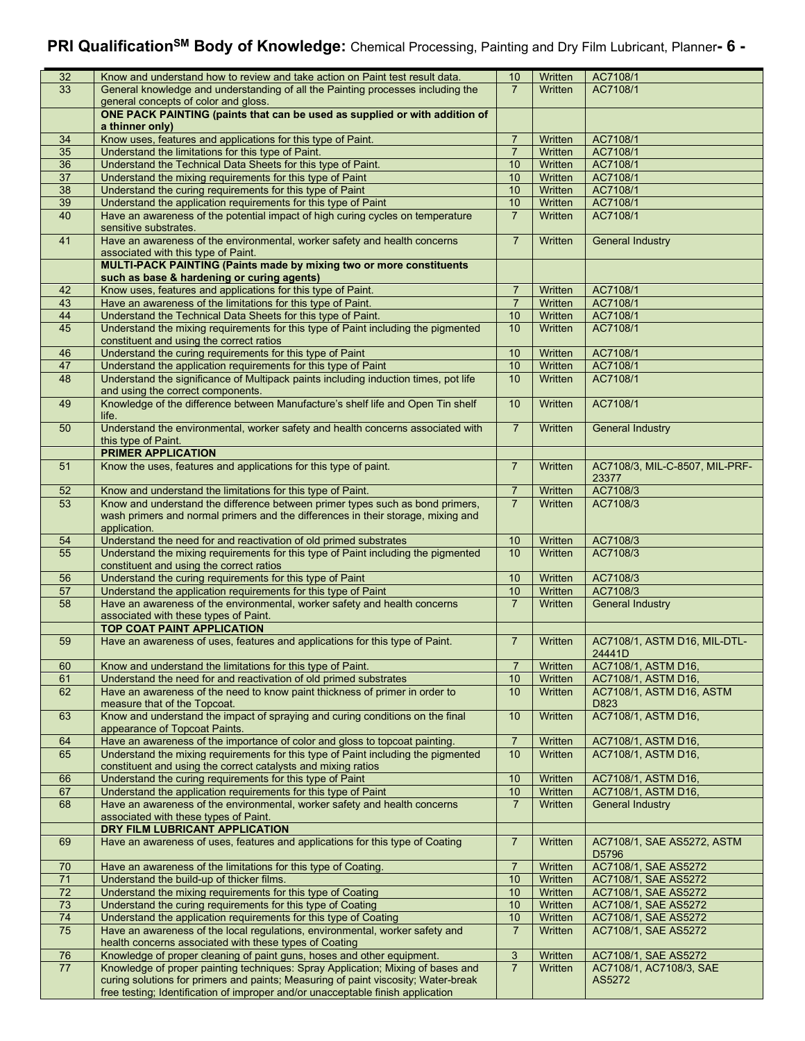| | | | | |
|---|---|---|---|---|
| 32 | Know and understand how to review and take action on Paint test result data. | 10 | Written | AC7108/1 |
| 33 | General knowledge and understanding of all the Painting processes including the general concepts of color and gloss. | 7 | Written | AC7108/1 |
| | **ONE PACK PAINTING (paints that can be used as supplied or with addition of a thinner only)** | | | |
| 34 | Know uses, features and applications for this type of Paint. | 7 | Written | AC7108/1 |
| 35 | Understand the limitations for this type of Paint. | 7 | Written | AC7108/1 |
| 36 | Understand the Technical Data Sheets for this type of Paint. | 10 | Written | AC7108/1 |
| 37 | Understand the mixing requirements for this type of Paint | 10 | Written | AC7108/1 |
| 38 | Understand the curing requirements for this type of Paint | 10 | Written | AC7108/1 |
| 39 | Understand the application requirements for this type of Paint | 10 | Written | AC7108/1 |
| 40 | Have an awareness of the potential impact of high curing cycles on temperature sensitive substrates. | 7 | Written | AC7108/1 |
| 41 | Have an awareness of the environmental, worker safety and health concerns associated with this type of Paint. | 7 | Written | General Industry |
| | **MULTI-PACK PAINTING (Paints made by mixing two or more constituents such as base & hardening or curing agents)** | | | |
| 42 | Know uses, features and applications for this type of Paint. | 7 | Written | AC7108/1 |
| 43 | Have an awareness of the limitations for this type of Paint. | 7 | Written | AC7108/1 |
| 44 | Understand the Technical Data Sheets for this type of Paint. | 10 | Written | AC7108/1 |
| 45 | Understand the mixing requirements for this type of Paint including the pigmented constituent and using the correct ratios | 10 | Written | AC7108/1 |
| 46 | Understand the curing requirements for this type of Paint | 10 | Written | AC7108/1 |
| 47 | Understand the application requirements for this type of Paint | 10 | Written | AC7108/1 |
| 48 | Understand the significance of Multipack paints including induction times, pot life and using the correct components. | 10 | Written | AC7108/1 |
| 49 | Knowledge of the difference between Manufacture's shelf life and Open Tin shelf life. | 10 | Written | AC7108/1 |
| 50 | Understand the environmental, worker safety and health concerns associated with this type of Paint. | 7 | Written | General Industry |
| | **PRIMER APPLICATION** | | | |
| 51 | Know the uses, features and applications for this type of paint. | 7 | Written | AC7108/3, MIL-C-8507, MIL-PRF-23377 |
| 52 | Know and understand the limitations for this type of Paint. | 7 | Written | AC7108/3 |
| 53 | Know and understand the difference between primer types such as bond primers, wash primers and normal primers and the differences in their storage, mixing and application. | 7 | Written | AC7108/3 |
| 54 | Understand the need for and reactivation of old primed substrates | 10 | Written | AC7108/3 |
| 55 | Understand the mixing requirements for this type of Paint including the pigmented constituent and using the correct ratios | 10 | Written | AC7108/3 |
| 56 | Understand the curing requirements for this type of Paint | 10 | Written | AC7108/3 |
| 57 | Understand the application requirements for this type of Paint | 10 | Written | AC7108/3 |
| 58 | Have an awareness of the environmental, worker safety and health concerns associated with these types of Paint. | 7 | Written | General Industry |
| | **TOP COAT PAINT APPLICATION** | | | |
| 59 | Have an awareness of uses, features and applications for this type of Paint. | 7 | Written | AC7108/1, ASTM D16, MIL-DTL-24441D |
| 60 | Know and understand the limitations for this type of Paint. | 7 | Written | AC7108/1, ASTM D16, |
| 61 | Understand the need for and reactivation of old primed substrates | 10 | Written | AC7108/1, ASTM D16, |
| 62 | Have an awareness of the need to know paint thickness of primer in order to measure that of the Topcoat. | 10 | Written | AC7108/1, ASTM D16, ASTM D823 |
| 63 | Know and understand the impact of spraying and curing conditions on the final appearance of Topcoat Paints. | 10 | Written | AC7108/1, ASTM D16, |
| 64 | Have an awareness of the importance of color and gloss to topcoat painting. | 7 | Written | AC7108/1, ASTM D16, |
| 65 | Understand the mixing requirements for this type of Paint including the pigmented constituent and using the correct catalysts and mixing ratios | 10 | Written | AC7108/1, ASTM D16, |
| 66 | Understand the curing requirements for this type of Paint | 10 | Written | AC7108/1, ASTM D16, |
| 67 | Understand the application requirements for this type of Paint | 10 | Written | AC7108/1, ASTM D16, |
| 68 | Have an awareness of the environmental, worker safety and health concerns associated with these types of Paint. | 7 | Written | General Industry |
| | **DRY FILM LUBRICANT APPLICATION** | | | |
| 69 | Have an awareness of uses, features and applications for this type of Coating | 7 | Written | AC7108/1, SAE AS5272, ASTM D5796 |
| 70 | Have an awareness of the limitations for this type of Coating. | 7 | Written | AC7108/1, SAE AS5272 |
| 71 | Understand the build-up of thicker films. | 10 | Written | AC7108/1, SAE AS5272 |
| 72 | Understand the mixing requirements for this type of Coating | 10 | Written | AC7108/1, SAE AS5272 |
| 73 | Understand the curing requirements for this type of Coating | 10 | Written | AC7108/1, SAE AS5272 |
| 74 | Understand the application requirements for this type of Coating | 10 | Written | AC7108/1, SAE AS5272 |
| 75 | Have an awareness of the local regulations, environmental, worker safety and health concerns associated with these types of Coating | 7 | Written | AC7108/1, SAE AS5272 |
| 76 | Knowledge of proper cleaning of paint guns, hoses and other equipment. | 3 | Written | AC7108/1, SAE AS5272 |
| 77 | Knowledge of proper painting techniques: Spray Application; Mixing of bases and curing solutions for primers and paints; Measuring of paint viscosity; Water-break free testing; Identification of improper and/or unacceptable finish application | 7 | Written | AC7108/1, AC7108/3, SAE AS5272 |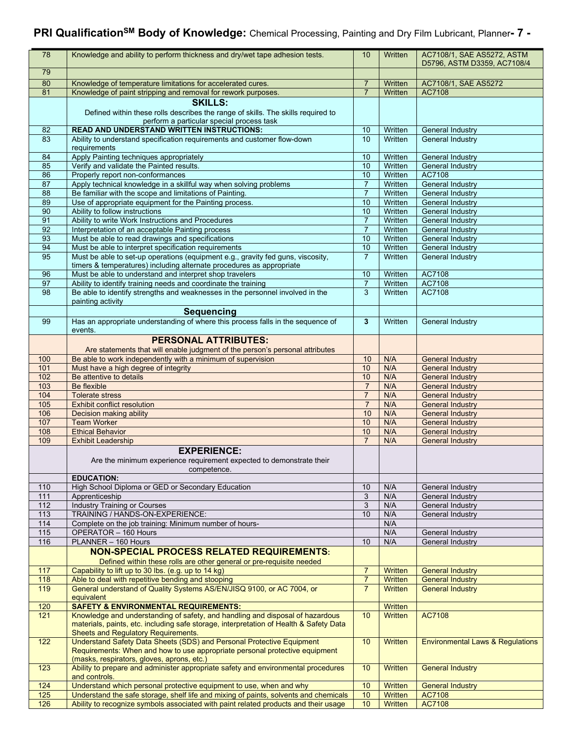| | | | | |
|---|---|---|---|---|
| 78 | Knowledge and ability to perform thickness and dry/wet tape adhesion tests. | 10 | Written | AC7108/1, SAE AS5272, ASTM D5796, ASTM D3359, AC7108/4 |
| 79 | | | | |
| 80 | Knowledge of temperature limitations for accelerated cures. | 7 | Written | AC7108/1, SAE AS5272 |
| 81 | Knowledge of paint stripping and removal for rework purposes. | 7 | Written | AC7108 |
| | **SKILLS:** Defined within these rolls describes the range of skills. The skills required to perform a particular special process task | | | |
| 82 | **READ AND UNDERSTAND WRITTEN INSTRUCTIONS:** | 10 | Written | General Industry |
| 83 | Ability to understand specification requirements and customer flow-down requirements | 10 | Written | General Industry |
| 84 | Apply Painting techniques appropriately | 10 | Written | General Industry |
| 85 | Verify and validate the Painted results. | 10 | Written | General Industry |
| 86 | Properly report non-conformances | 10 | Written | AC7108 |
| 87 | Apply technical knowledge in a skillful way when solving problems | 7 | Written | General Industry |
| 88 | Be familiar with the scope and limitations of Painting. | 7 | Written | General Industry |
| 89 | Use of appropriate equipment for the Painting process. | 10 | Written | General Industry |
| 90 | Ability to follow instructions | 10 | Written | General Industry |
| 91 | Ability to write Work Instructions and Procedures | 7 | Written | General Industry |
| 92 | Interpretation of an acceptable Painting process | 7 | Written | General Industry |
| 93 | Must be able to read drawings and specifications | 10 | Written | General Industry |
| 94 | Must be able to interpret specification requirements | 10 | Written | General Industry |
| 95 | Must be able to set-up operations (equipment e.g., gravity fed guns, viscosity, timers & temperatures) including alternate procedures as appropriate | 7 | Written | General Industry |
| 96 | Must be able to understand and interpret shop travelers | 10 | Written | AC7108 |
| 97 | Ability to identify training needs and coordinate the training | 7 | Written | AC7108 |
| 98 | Be able to identify strengths and weaknesses in the personnel involved in the painting activity | 3 | Written | AC7108 |
| | **Sequencing** | | | |
| 99 | Has an appropriate understanding of where this process falls in the sequence of events. | **3** | Written | General Industry |
| | **PERSONAL ATTRIBUTES:** Are statements that will enable judgment of the person's personal attributes | | | |
| 100 | Be able to work independently with a minimum of supervision | 10 | N/A | General Industry |
| 101 | Must have a high degree of integrity | 10 | N/A | General Industry |
| 102 | Be attentive to details | 10 | N/A | General Industry |
| 103 | Be flexible | 7 | N/A | General Industry |
| 104 | Tolerate stress | 7 | N/A | General Industry |
| 105 | Exhibit conflict resolution | 7 | N/A | General Industry |
| 106 | Decision making ability | 10 | N/A | General Industry |
| 107 | Team Worker | 10 | N/A | General Industry |
| 108 | Ethical Behavior | 10 | N/A | General Industry |
| 109 | Exhibit Leadership | 7 | N/A | General Industry |
| | **EXPERIENCE:** Are the minimum experience requirement expected to demonstrate their competence. | | | |
| | **EDUCATION:** | | | |
| 110 | High School Diploma or GED or Secondary Education | 10 | N/A | General Industry |
| 111 | Apprenticeship | 3 | N/A | General Industry |
| 112 | Industry Training or Courses | 3 | N/A | General Industry |
| 113 | TRAINING / HANDS-ON-EXPERIENCE: | 10 | N/A | General Industry |
| 114 | Complete on the job training: Minimum number of hours- | | N/A | |
| 115 | OPERATOR – 160 Hours | | N/A | General Industry |
| 116 | PLANNER – 160 Hours | 10 | N/A | General Industry |
| | **NON-SPECIAL PROCESS RELATED REQUIREMENTS:** Defined within these rolls are other general or pre-requisite needed | | | |
| 117 | Capability to lift up to 30 lbs. (e.g. up to 14 kg) | 7 | Written | General Industry |
| 118 | Able to deal with repetitive bending and stooping | 7 | Written | General Industry |
| 119 | General understand of Quality Systems AS/EN/JISQ 9100, or AC 7004, or equivalent | 7 | Written | General Industry |
| 120 | **SAFETY & ENVIRONMENTAL REQUIREMENTS:** | | Written | |
| 121 | Knowledge and understanding of safety, and handling and disposal of hazardous materials, paints, etc. including safe storage, interpretation of Health & Safety Data Sheets and Regulatory Requirements. | 10 | Written | AC7108 |
| 122 | Understand Safety Data Sheets (SDS) and Personal Protective Equipment Requirements: When and how to use appropriate personal protective equipment (masks, respirators, gloves, aprons, etc.) | 10 | Written | Environmental Laws & Regulations |
| 123 | Ability to prepare and administer appropriate safety and environmental procedures and controls. | 10 | Written | General Industry |
| 124 | Understand which personal protective equipment to use, when and why | 10 | Written | General Industry |
| 125 | Understand the safe storage, shelf life and mixing of paints, solvents and chemicals | 10 | Written | AC7108 |
| 126 | Ability to recognize symbols associated with paint related products and their usage | 10 | Written | AC7108 |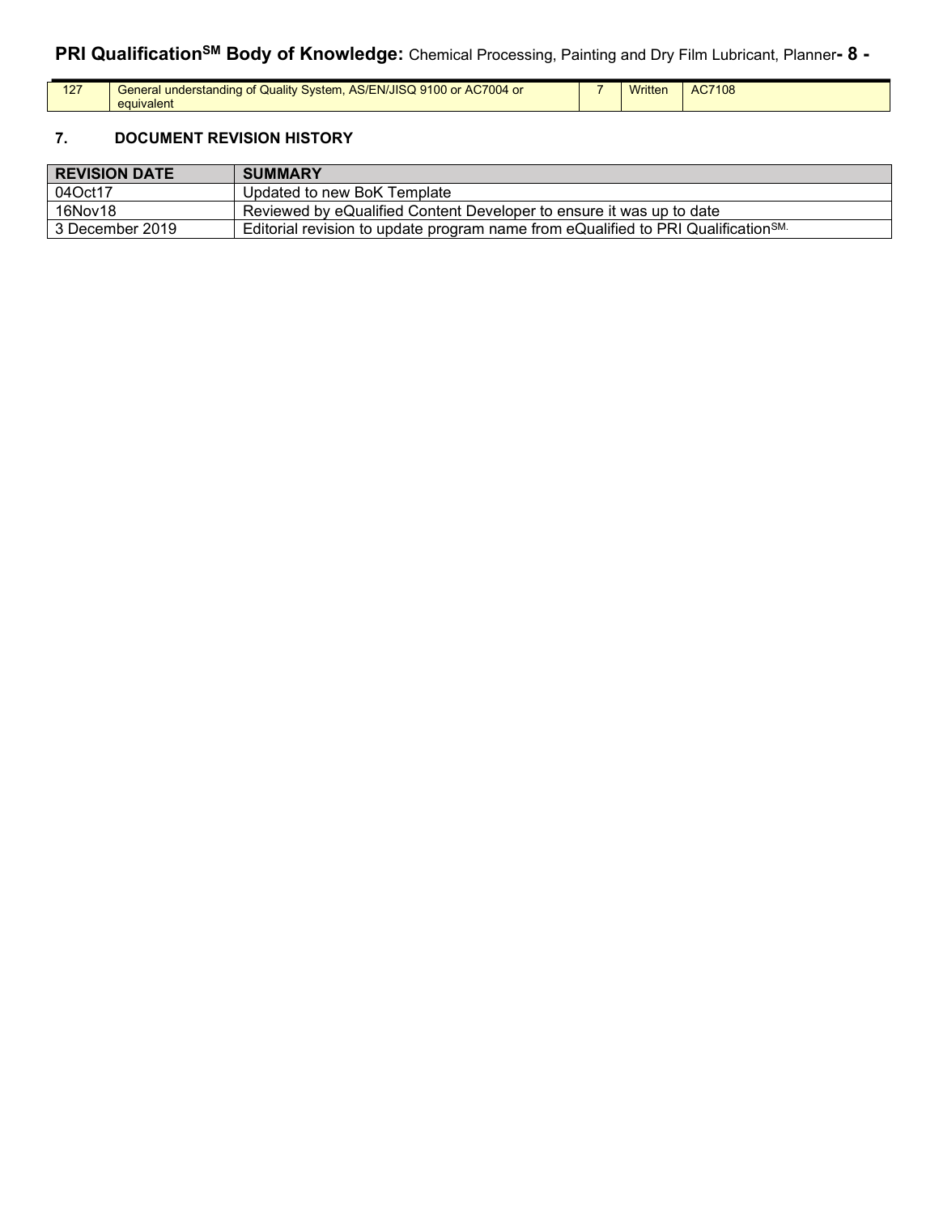| 127 | General understanding of Quality System, AS/EN/JISQ 9100 or AC7004 or equivalent | 7 | Written | AC7108 |
|---|---|---|---|---|

## 7. DOCUMENT REVISION HISTORY

| REVISION DATE | SUMMARY |
|---|---|
| 04Oct17 | Updated to new BoK Template |
| 16Nov18 | Reviewed by eQualified Content Developer to ensure it was up to date |
| 3 December 2019 | Editorial revision to update program name from eQualified to PRI Qualification[SM]. |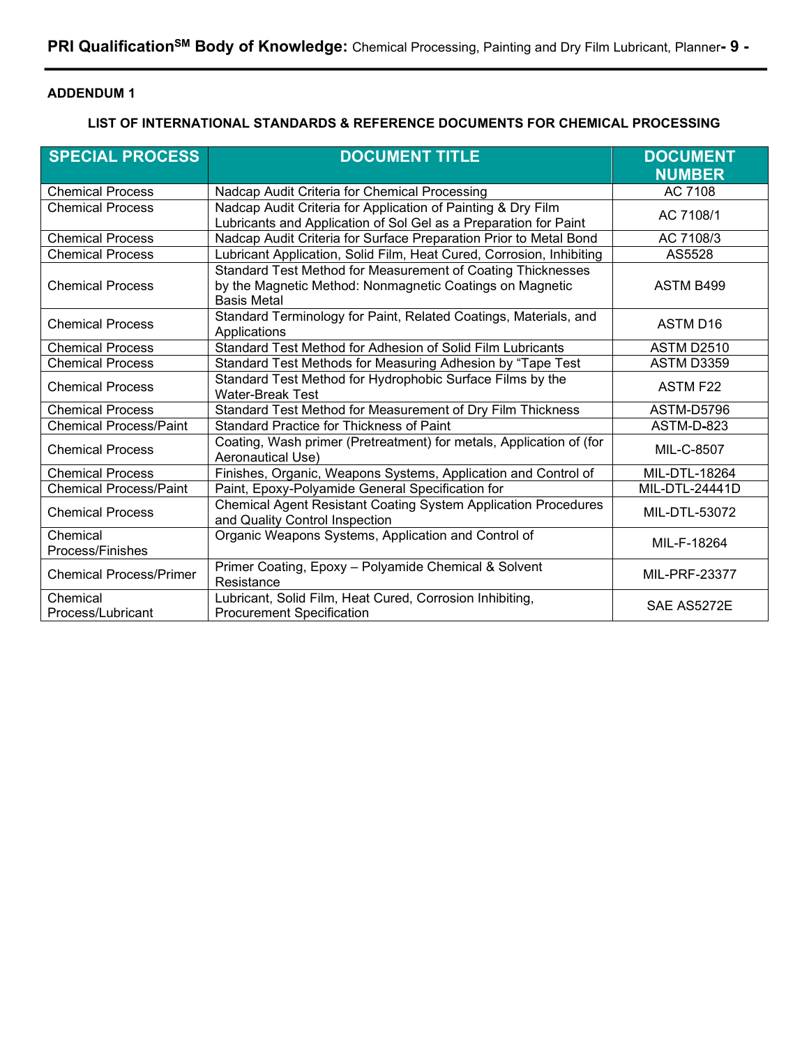**ADDENDUM 1**

**LIST OF INTERNATIONAL STANDARDS & REFERENCE DOCUMENTS FOR CHEMICAL PROCESSING**

| SPECIAL PROCESS | DOCUMENT TITLE | DOCUMENT NUMBER |
|---|---|---|
| Chemical Process | Nadcap Audit Criteria for Chemical Processing | AC 7108 |
| Chemical Process | Nadcap Audit Criteria for Application of Painting & Dry Film Lubricants and Application of Sol Gel as a Preparation for Paint | AC 7108/1 |
| Chemical Process | Nadcap Audit Criteria for Surface Preparation Prior to Metal Bond | AC 7108/3 |
| Chemical Process | Lubricant Application, Solid Film, Heat Cured, Corrosion, Inhibiting | AS5528 |
| Chemical Process | Standard Test Method for Measurement of Coating Thicknesses by the Magnetic Method: Nonmagnetic Coatings on Magnetic Basis Metal | ASTM B499 |
| Chemical Process | Standard Terminology for Paint, Related Coatings, Materials, and Applications | ASTM D16 |
| Chemical Process | Standard Test Method for Adhesion of Solid Film Lubricants | ASTM D2510 |
| Chemical Process | Standard Test Methods for Measuring Adhesion by "Tape Test | ASTM D3359 |
| Chemical Process | Standard Test Method for Hydrophobic Surface Films by the Water-Break Test | ASTM F22 |
| Chemical Process | Standard Test Method for Measurement of Dry Film Thickness | ASTM-D5796 |
| Chemical Process/Paint | Standard Practice for Thickness of Paint | ASTM-D-823 |
| Chemical Process | Coating, Wash primer (Pretreatment) for metals, Application of (for Aeronautical Use) | MIL-C-8507 |
| Chemical Process | Finishes, Organic, Weapons Systems, Application and Control of | MIL-DTL-18264 |
| Chemical Process/Paint | Paint, Epoxy-Polyamide General Specification for | MIL-DTL-24441D |
| Chemical Process | Chemical Agent Resistant Coating System Application Procedures and Quality Control Inspection | MIL-DTL-53072 |
| Chemical Process/Finishes | Organic Weapons Systems, Application and Control of | MIL-F-18264 |
| Chemical Process/Primer | Primer Coating, Epoxy – Polyamide Chemical & Solvent Resistance | MIL-PRF-23377 |
| Chemical Process/Lubricant | Lubricant, Solid Film, Heat Cured, Corrosion Inhibiting, Procurement Specification | SAE AS5272E |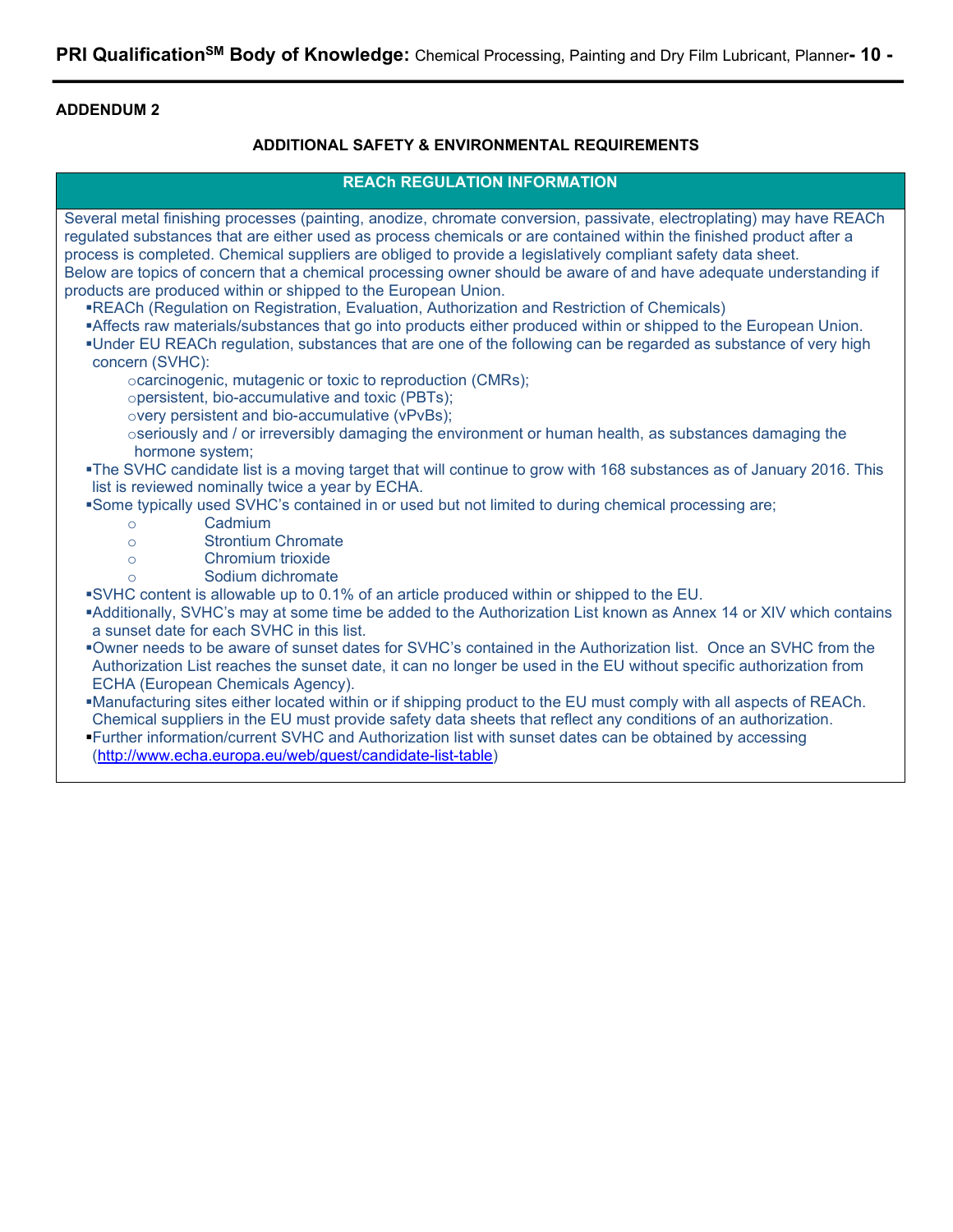## ADDENDUM 2

### ADDITIONAL SAFETY & ENVIRONMENTAL REQUIREMENTS

| REACh REGULATION INFORMATION |
|---|
| Several metal finishing processes (painting, anodize, chromate conversion, passivate, electroplating) may have REACh regulated substances that are either used as process chemicals or are contained within the finished product after a process is completed. Chemical suppliers are obliged to provide a legislatively compliant safety data sheet.<br>Below are topics of concern that a chemical processing owner should be aware of and have adequate understanding if products are produced within or shipped to the European Union.<br>▪REACh (Regulation on Registration, Evaluation, Authorization and Restriction of Chemicals)<br>▪Affects raw materials/substances that go into products either produced within or shipped to the European Union.<br>▪Under EU REACh regulation, substances that are one of the following can be regarded as substance of very high concern (SVHC):<br>&nbsp;&nbsp;&nbsp;&nbsp;○carcinogenic, mutagenic or toxic to reproduction (CMRs);<br>&nbsp;&nbsp;&nbsp;&nbsp;○persistent, bio-accumulative and toxic (PBTs);<br>&nbsp;&nbsp;&nbsp;&nbsp;○very persistent and bio-accumulative (vPvBs);<br>&nbsp;&nbsp;&nbsp;&nbsp;○seriously and / or irreversibly damaging the environment or human health, as substances damaging the hormone system;<br>▪The SVHC candidate list is a moving target that will continue to grow with 168 substances as of January 2016. This list is reviewed nominally twice a year by ECHA.<br>▪Some typically used SVHC's contained in or used but not limited to during chemical processing are;<br>&nbsp;&nbsp;&nbsp;&nbsp;○ Cadmium<br>&nbsp;&nbsp;&nbsp;&nbsp;○ Strontium Chromate<br>&nbsp;&nbsp;&nbsp;&nbsp;○ Chromium trioxide<br>&nbsp;&nbsp;&nbsp;&nbsp;○ Sodium dichromate<br>▪SVHC content is allowable up to 0.1% of an article produced within or shipped to the EU.<br>▪Additionally, SVHC's may at some time be added to the Authorization List known as Annex 14 or XIV which contains a sunset date for each SVHC in this list.<br>▪Owner needs to be aware of sunset dates for SVHC's contained in the Authorization list. Once an SVHC from the Authorization List reaches the sunset date, it can no longer be used in the EU without specific authorization from ECHA (European Chemicals Agency).<br>▪Manufacturing sites either located within or if shipping product to the EU must comply with all aspects of REACh. Chemical suppliers in the EU must provide safety data sheets that reflect any conditions of an authorization.<br>▪Further information/current SVHC and Authorization list with sunset dates can be obtained by accessing (http://www.echa.europa.eu/web/guest/candidate-list-table) |